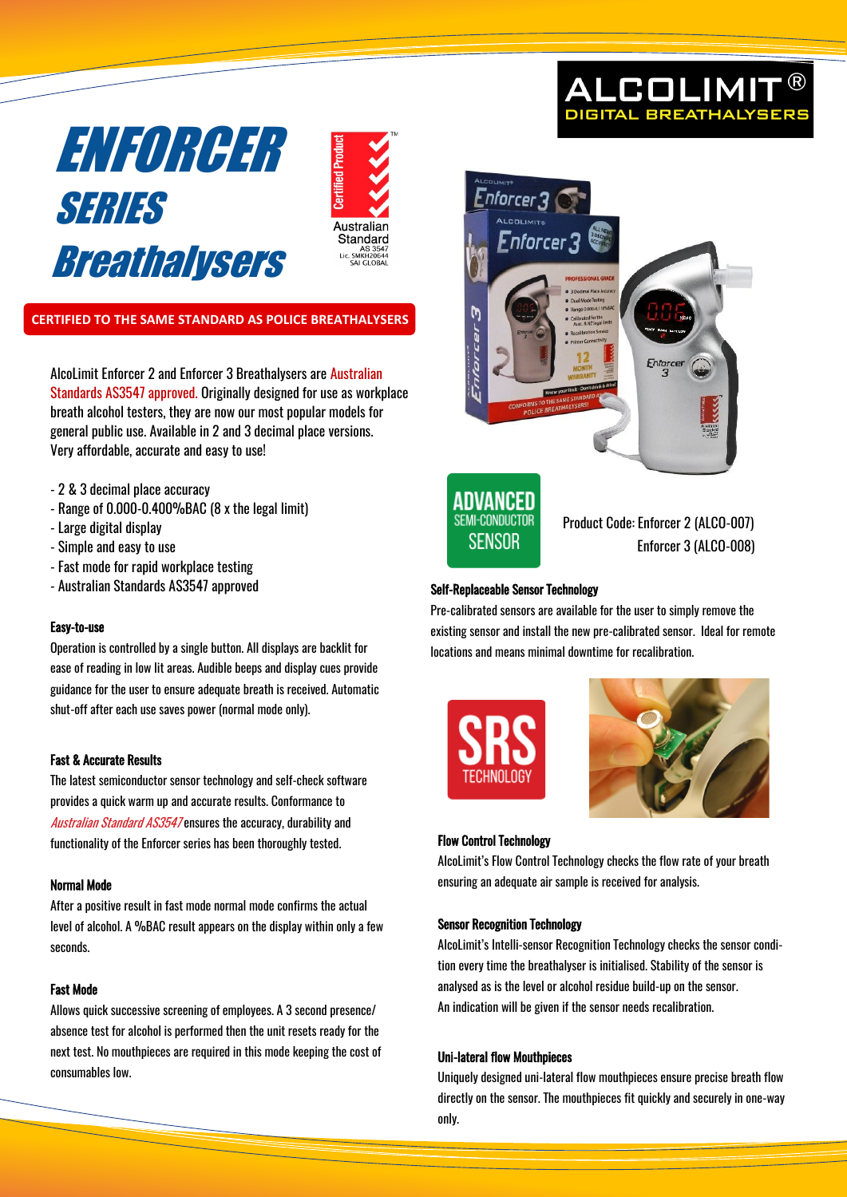# ENFORCER SERIES Breathalysers

ALCOLIMIT® DIGITAL BREATHALYSERS

**CERTIFIED TO THE SAME STANDARD AS POLICE BREATHALYSERS**

AlcoLimit Enforcer 2 and Enforcer 3 Breathalysers are Australian Standards AS3547 approved. Originally designed for use as workplace breath alcohol testers, they are now our most popular models for general public use. Available in 2 and 3 decimal place versions. Very affordable, accurate and easy to use!

- 2 & 3 decimal place accuracy
- Range of 0.000-0.400%BAC (8 x the legal limit)
- Large digital display
- Simple and easy to use
- Fast mode for rapid workplace testing
- Australian Standards AS3547 approved

### Easy-to-use

Operation is controlled by a single button. All displays are backlit for ease of reading in low lit areas. Audible beeps and display cues provide guidance for the user to ensure adequate breath is received. Automatic shut-off after each use saves power (normal mode only).

### Fast & Accurate Results

The latest semiconductor sensor technology and self-check software provides a quick warm up and accurate results. Conformance to *Australian Standard AS3547* ensures the accuracy, durability and functionality of the Enforcer series has been thoroughly tested.

### Normal Mode

After a positive result in fast mode normal mode confirms the actual level of alcohol. A %BAC result appears on the display within only a few seconds.

### Fast Mode

Allows quick successive screening of employees. A 3 second presence/absence test for alcohol is performed then the unit resets ready for the next test. No mouthpieces are required in this mode keeping the cost of consumables low.

Product Code: Enforcer 2 (ALCO-007)
Enforcer 3 (ALCO-008)

### Self-Replaceable Sensor Technology

Pre-calibrated sensors are available for the user to simply remove the existing sensor and install the new pre-calibrated sensor. Ideal for remote locations and means minimal downtime for recalibration.

### Flow Control Technology

AlcoLimit's Flow Control Technology checks the flow rate of your breath ensuring an adequate air sample is received for analysis.

### Sensor Recognition Technology

AlcoLimit's Intelli-sensor Recognition Technology checks the sensor condition every time the breathalyser is initialised. Stability of the sensor is analysed as is the level or alcohol residue build-up on the sensor. An indication will be given if the sensor needs recalibration.

### Uni-lateral flow Mouthpieces

Uniquely designed uni-lateral flow mouthpieces ensure precise breath flow directly on the sensor. The mouthpieces fit quickly and securely in one-way only.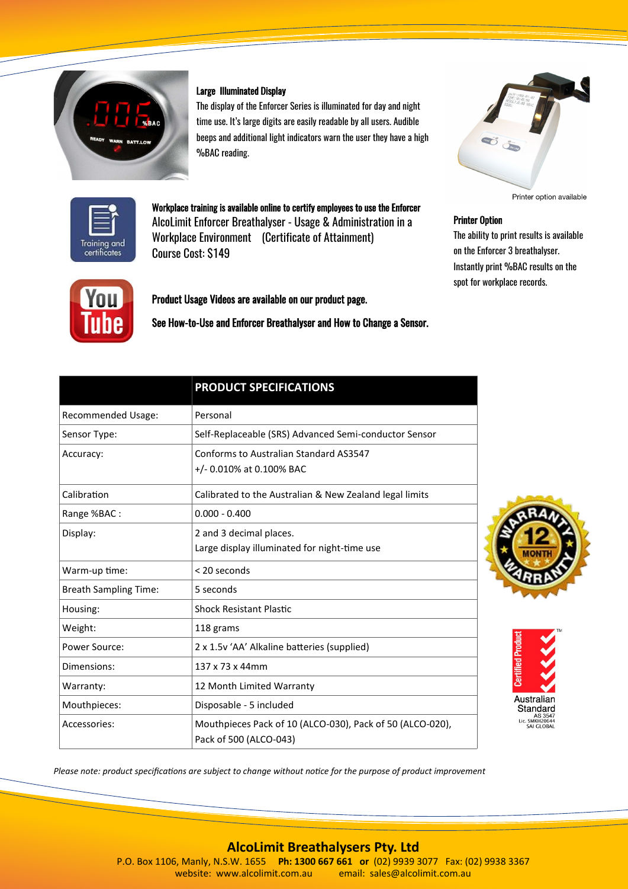### Large Illuminated Display

The display of the Enforcer Series is illuminated for day and night time use. It's large digits are easily readable by all users. Audible beeps and additional light indicators warn the user they have a high %BAC reading.

**Workplace training is available online to certify employees to use the Enforcer**
AlcoLimit Enforcer Breathalyser - Usage & Administration in a Workplace Environment (Certificate of Attainment)
Course Cost: $149

**Product Usage Videos are available on our product page.**

**See How-to-Use and Enforcer Breathalyser and How to Change a Sensor.**

Printer option available

### Printer Option

The ability to print results is available on the Enforcer 3 breathalyser. Instantly print %BAC results on the spot for workplace records.

| | PRODUCT SPECIFICATIONS |
|---|---|
| Recommended Usage: | Personal |
| Sensor Type: | Self-Replaceable (SRS) Advanced Semi-conductor Sensor |
| Accuracy: | Conforms to Australian Standard AS3547<br>+/- 0.010% at 0.100% BAC |
| Calibration | Calibrated to the Australian & New Zealand legal limits |
| Range %BAC : | 0.000 - 0.400 |
| Display: | 2 and 3 decimal places.<br>Large display illuminated for night-time use |
| Warm-up time: | < 20 seconds |
| Breath Sampling Time: | 5 seconds |
| Housing: | Shock Resistant Plastic |
| Weight: | 118 grams |
| Power Source: | 2 x 1.5v 'AA' Alkaline batteries (supplied) |
| Dimensions: | 137 x 73 x 44mm |
| Warranty: | 12 Month Limited Warranty |
| Mouthpieces: | Disposable - 5 included |
| Accessories: | Mouthpieces Pack of 10 (ALCO-030), Pack of 50 (ALCO-020), Pack of 500 (ALCO-043) |

*Please note: product specifications are subject to change without notice for the purpose of product improvement*

**AlcoLimit Breathalysers Pty. Ltd**
P.O. Box 1106, Manly, N.S.W. 1655 **Ph: 1300 667 661 or** (02) 9939 3077 Fax: (02) 9938 3367
website: www.alcolimit.com.au email: sales@alcolimit.com.au